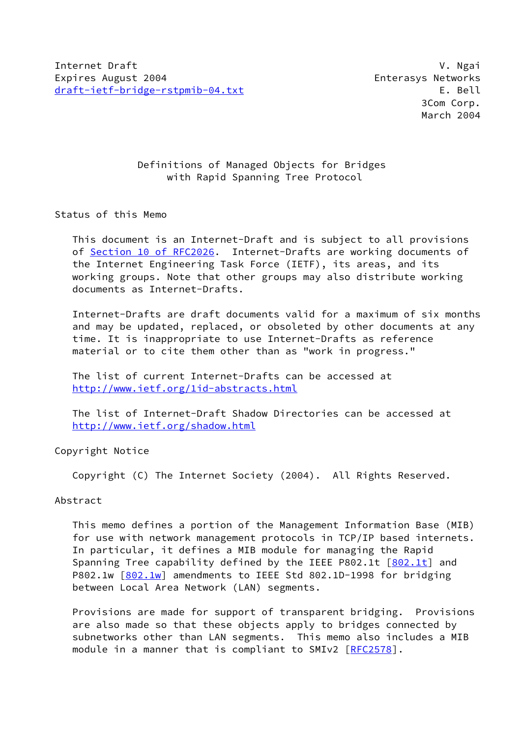Internet Draft                                                 V. Ngai
Expires August 2004                                 Enterasys Networks
draft-ietf-bridge-rstpmib-04.txt                               E. Bell
                                                            3Com Corp.
                                                            March 2004

# Definitions of Managed Objects for Bridges with Rapid Spanning Tree Protocol

## Status of this Memo

This document is an Internet-Draft and is subject to all provisions of Section 10 of RFC2026. Internet-Drafts are working documents of the Internet Engineering Task Force (IETF), its areas, and its working groups. Note that other groups may also distribute working documents as Internet-Drafts.

Internet-Drafts are draft documents valid for a maximum of six months and may be updated, replaced, or obsoleted by other documents at any time. It is inappropriate to use Internet-Drafts as reference material or to cite them other than as "work in progress."

The list of current Internet-Drafts can be accessed at http://www.ietf.org/1id-abstracts.html

The list of Internet-Draft Shadow Directories can be accessed at http://www.ietf.org/shadow.html

## Copyright Notice

Copyright (C) The Internet Society (2004). All Rights Reserved.

## Abstract

This memo defines a portion of the Management Information Base (MIB) for use with network management protocols in TCP/IP based internets. In particular, it defines a MIB module for managing the Rapid Spanning Tree capability defined by the IEEE P802.1t [802.1t] and P802.1w [802.1w] amendments to IEEE Std 802.1D-1998 for bridging between Local Area Network (LAN) segments.

Provisions are made for support of transparent bridging. Provisions are also made so that these objects apply to bridges connected by subnetworks other than LAN segments. This memo also includes a MIB module in a manner that is compliant to SMIv2 [RFC2578].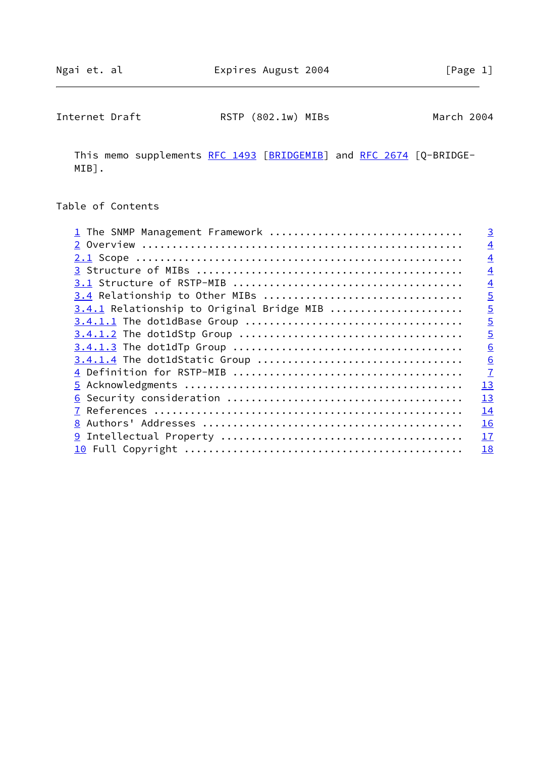This memo supplements RFC 1493 [BRIDGEMIB] and RFC 2674 [Q-BRIDGE-MIB].

## Table of Contents

```
1 The SNMP Management Framework ...............................   3
2 Overview ....................................................   4
2.1 Scope .....................................................   4
3 Structure of MIBs ...........................................   4
3.1 Structure of RSTP-MIB .....................................   4
3.4 Relationship to Other MIBs ................................   5
3.4.1 Relationship to Original Bridge MIB .....................   5
3.4.1.1 The dot1dBase Group ...................................   5
3.4.1.2 The dot1dStp Group ....................................   5
3.4.1.3 The dot1dTp Group .....................................   6
3.4.1.4 The dot1dStatic Group .................................   6
4 Definition for RSTP-MIB .....................................   7
5 Acknowledgments .............................................  13
6 Security consideration ......................................  13
7 References ..................................................  14
8 Authors' Addresses ..........................................  16
9 Intellectual Property .......................................  17
10 Full Copyright .............................................  18
```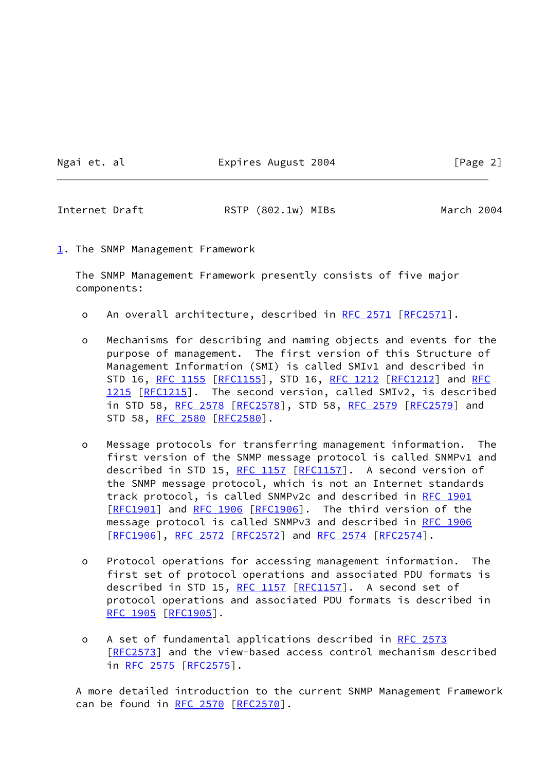## 1. The SNMP Management Framework

The SNMP Management Framework presently consists of five major components:

- An overall architecture, described in RFC 2571 [RFC2571].

- Mechanisms for describing and naming objects and events for the purpose of management. The first version of this Structure of Management Information (SMI) is called SMIv1 and described in STD 16, RFC 1155 [RFC1155], STD 16, RFC 1212 [RFC1212] and RFC 1215 [RFC1215]. The second version, called SMIv2, is described in STD 58, RFC 2578 [RFC2578], STD 58, RFC 2579 [RFC2579] and STD 58, RFC 2580 [RFC2580].

- Message protocols for transferring management information. The first version of the SNMP message protocol is called SNMPv1 and described in STD 15, RFC 1157 [RFC1157]. A second version of the SNMP message protocol, which is not an Internet standards track protocol, is called SNMPv2c and described in RFC 1901 [RFC1901] and RFC 1906 [RFC1906]. The third version of the message protocol is called SNMPv3 and described in RFC 1906 [RFC1906], RFC 2572 [RFC2572] and RFC 2574 [RFC2574].

- Protocol operations for accessing management information. The first set of protocol operations and associated PDU formats is described in STD 15, RFC 1157 [RFC1157]. A second set of protocol operations and associated PDU formats is described in RFC 1905 [RFC1905].

- A set of fundamental applications described in RFC 2573 [RFC2573] and the view-based access control mechanism described in RFC 2575 [RFC2575].

A more detailed introduction to the current SNMP Management Framework can be found in RFC 2570 [RFC2570].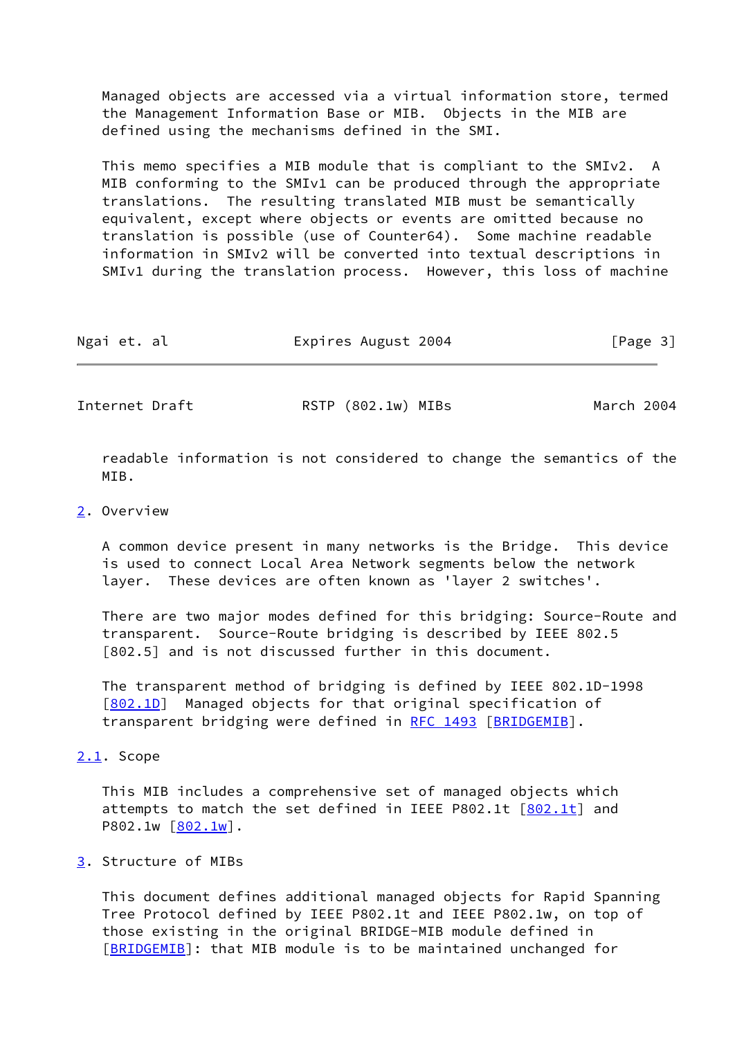Managed objects are accessed via a virtual information store, termed the Management Information Base or MIB. Objects in the MIB are defined using the mechanisms defined in the SMI.

This memo specifies a MIB module that is compliant to the SMIv2. A MIB conforming to the SMIv1 can be produced through the appropriate translations. The resulting translated MIB must be semantically equivalent, except where objects or events are omitted because no translation is possible (use of Counter64). Some machine readable information in SMIv2 will be converted into textual descriptions in SMIv1 during the translation process. However, this loss of machine readable information is not considered to change the semantics of the MIB.

## 2. Overview

A common device present in many networks is the Bridge. This device is used to connect Local Area Network segments below the network layer. These devices are often known as 'layer 2 switches'.

There are two major modes defined for this bridging: Source-Route and transparent. Source-Route bridging is described by IEEE 802.5 [802.5] and is not discussed further in this document.

The transparent method of bridging is defined by IEEE 802.1D-1998 [802.1D] Managed objects for that original specification of transparent bridging were defined in RFC 1493 [BRIDGEMIB].

### 2.1. Scope

This MIB includes a comprehensive set of managed objects which attempts to match the set defined in IEEE P802.1t [802.1t] and P802.1w [802.1w].

## 3. Structure of MIBs

This document defines additional managed objects for Rapid Spanning Tree Protocol defined by IEEE P802.1t and IEEE P802.1w, on top of those existing in the original BRIDGE-MIB module defined in [BRIDGEMIB]: that MIB module is to be maintained unchanged for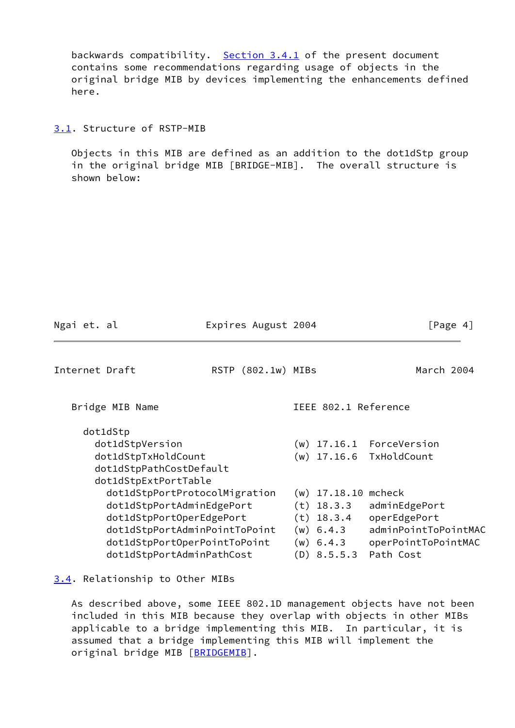backwards compatibility.  Section 3.4.1 of the present document contains some recommendations regarding usage of objects in the original bridge MIB by devices implementing the enhancements defined here.

## 3.1. Structure of RSTP-MIB

Objects in this MIB are defined as an addition to the dot1dStp group in the original bridge MIB [BRIDGE-MIB].  The overall structure is shown below:

```
   Bridge MIB Name                       IEEE 802.1 Reference

     dot1dStp
       dot1dStpVersion                   (w) 17.16.1  ForceVersion
       dot1dStpTxHoldCount               (w) 17.16.6  TxHoldCount
       dot1dStpPathCostDefault
       dot1dStpExtPortTable
         dot1dStpPortProtocolMigration   (w) 17.18.10 mcheck
         dot1dStpPortAdminEdgePort       (t) 18.3.3   adminEdgePort
         dot1dStpPortOperEdgePort        (t) 18.3.4   operEdgePort
         dot1dStpPortAdminPointToPoint   (w) 6.4.3    adminPointToPointMAC
         dot1dStpPortOperPointToPoint    (w) 6.4.3    operPointToPointMAC
         dot1dStpPortAdminPathCost       (D) 8.5.5.3  Path Cost
```

## 3.4. Relationship to Other MIBs

As described above, some IEEE 802.1D management objects have not been included in this MIB because they overlap with objects in other MIBs applicable to a bridge implementing this MIB.  In particular, it is assumed that a bridge implementing this MIB will implement the original bridge MIB [BRIDGEMIB].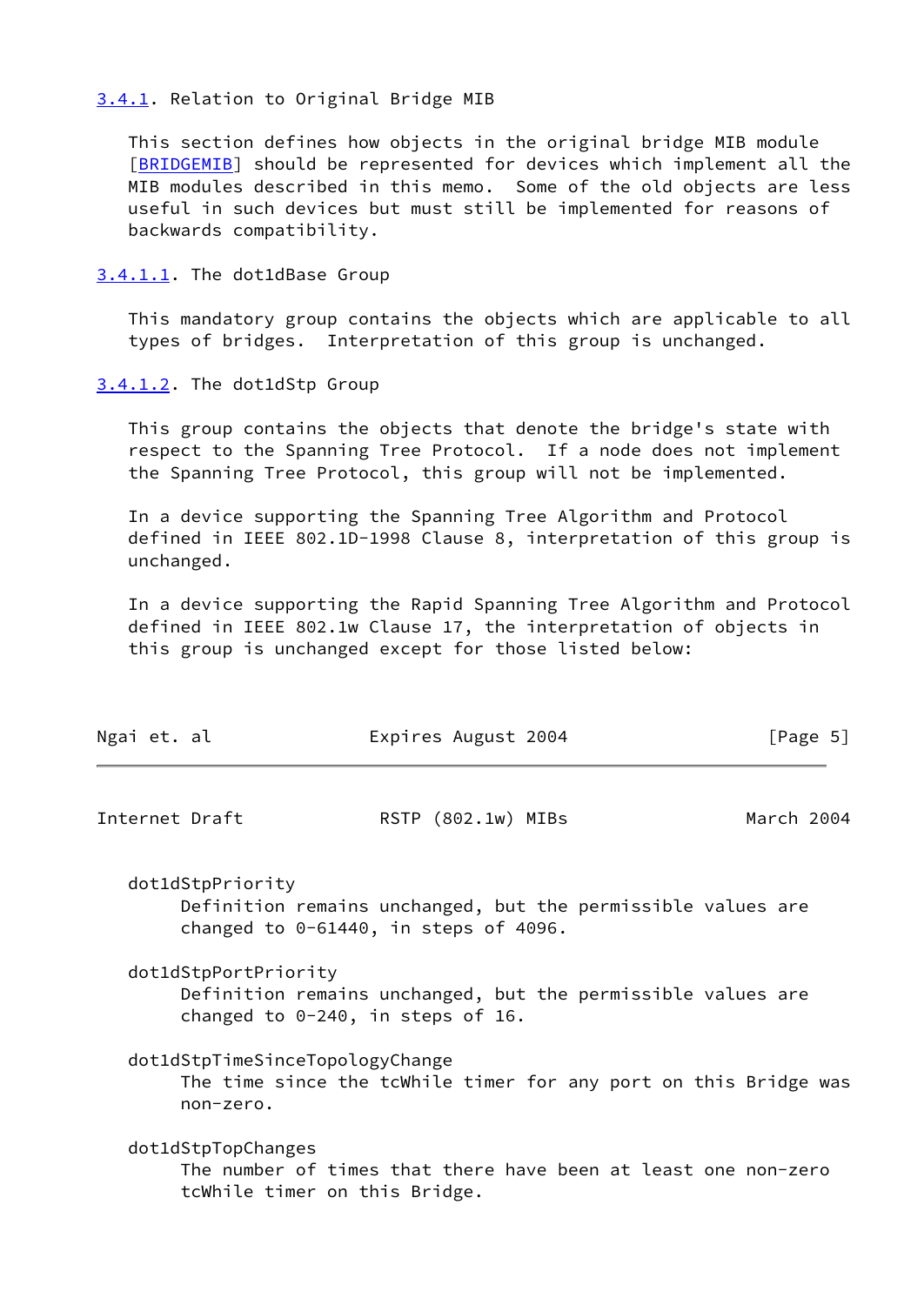### 3.4.1. Relation to Original Bridge MIB

This section defines how objects in the original bridge MIB module [BRIDGEMIB] should be represented for devices which implement all the MIB modules described in this memo. Some of the old objects are less useful in such devices but must still be implemented for reasons of backwards compatibility.

#### 3.4.1.1. The dot1dBase Group

This mandatory group contains the objects which are applicable to all types of bridges. Interpretation of this group is unchanged.

#### 3.4.1.2. The dot1dStp Group

This group contains the objects that denote the bridge's state with respect to the Spanning Tree Protocol. If a node does not implement the Spanning Tree Protocol, this group will not be implemented.

In a device supporting the Spanning Tree Algorithm and Protocol defined in IEEE 802.1D-1998 Clause 8, interpretation of this group is unchanged.

In a device supporting the Rapid Spanning Tree Algorithm and Protocol defined in IEEE 802.1w Clause 17, the interpretation of objects in this group is unchanged except for those listed below:

dot1dStpPriority
: Definition remains unchanged, but the permissible values are changed to 0-61440, in steps of 4096.

dot1dStpPortPriority
: Definition remains unchanged, but the permissible values are changed to 0-240, in steps of 16.

dot1dStpTimeSinceTopologyChange
: The time since the tcWhile timer for any port on this Bridge was non-zero.

dot1dStpTopChanges
: The number of times that there have been at least one non-zero tcWhile timer on this Bridge.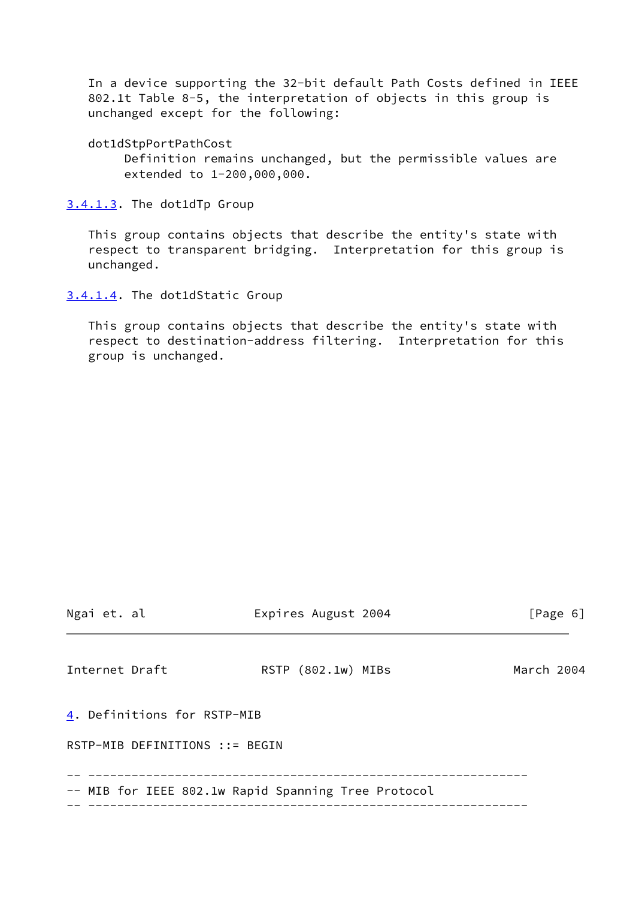In a device supporting the 32-bit default Path Costs defined in IEEE 802.1t Table 8-5, the interpretation of objects in this group is unchanged except for the following:

dot1dStpPortPathCost
: Definition remains unchanged, but the permissible values are extended to 1-200,000,000.

#### 3.4.1.3. The dot1dTp Group

This group contains objects that describe the entity's state with respect to transparent bridging. Interpretation for this group is unchanged.

#### 3.4.1.4. The dot1dStatic Group

This group contains objects that describe the entity's state with respect to destination-address filtering. Interpretation for this group is unchanged.

## 4. Definitions for RSTP-MIB

```
RSTP-MIB DEFINITIONS ::= BEGIN

-- -------------------------------------------------------------
-- MIB for IEEE 802.1w Rapid Spanning Tree Protocol
-- -------------------------------------------------------------
```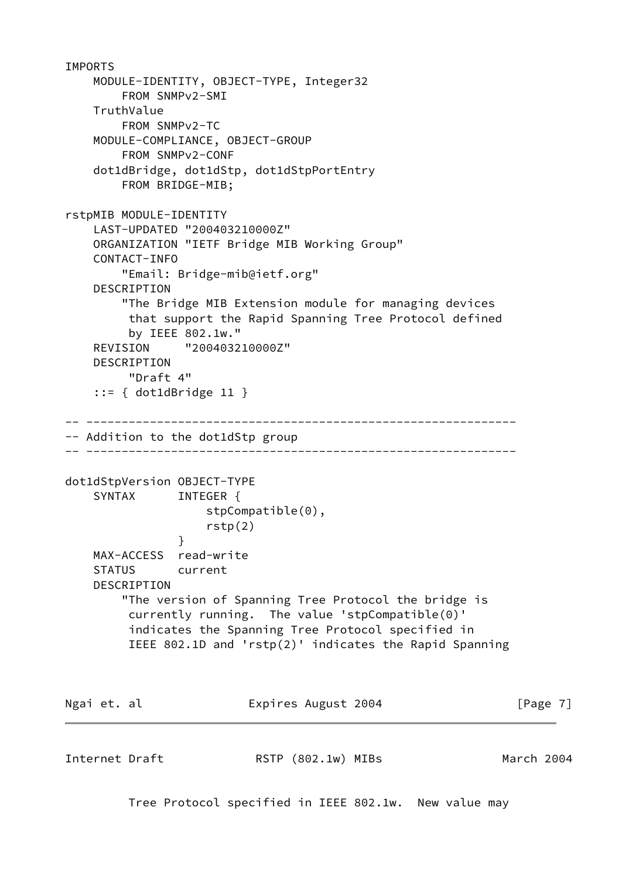```
IMPORTS
    MODULE-IDENTITY, OBJECT-TYPE, Integer32
        FROM SNMPv2-SMI
    TruthValue
        FROM SNMPv2-TC
    MODULE-COMPLIANCE, OBJECT-GROUP
        FROM SNMPv2-CONF
    dot1dBridge, dot1dStp, dot1dStpPortEntry
        FROM BRIDGE-MIB;

rstpMIB MODULE-IDENTITY
    LAST-UPDATED "200403210000Z"
    ORGANIZATION "IETF Bridge MIB Working Group"
    CONTACT-INFO
        "Email: Bridge-mib@ietf.org"
    DESCRIPTION
        "The Bridge MIB Extension module for managing devices
         that support the Rapid Spanning Tree Protocol defined
         by IEEE 802.1w."
    REVISION     "200403210000Z"
    DESCRIPTION
         "Draft 4"
    ::= { dot1dBridge 11 }

-- -------------------------------------------------------------
-- Addition to the dot1dStp group
-- -------------------------------------------------------------

dot1dStpVersion OBJECT-TYPE
    SYNTAX      INTEGER {
                    stpCompatible(0),
                    rstp(2)
                }
    MAX-ACCESS  read-write
    STATUS      current
    DESCRIPTION
        "The version of Spanning Tree Protocol the bridge is
         currently running.  The value 'stpCompatible(0)'
         indicates the Spanning Tree Protocol specified in
         IEEE 802.1D and 'rstp(2)' indicates the Rapid Spanning
         Tree Protocol specified in IEEE 802.1w.  New value may
```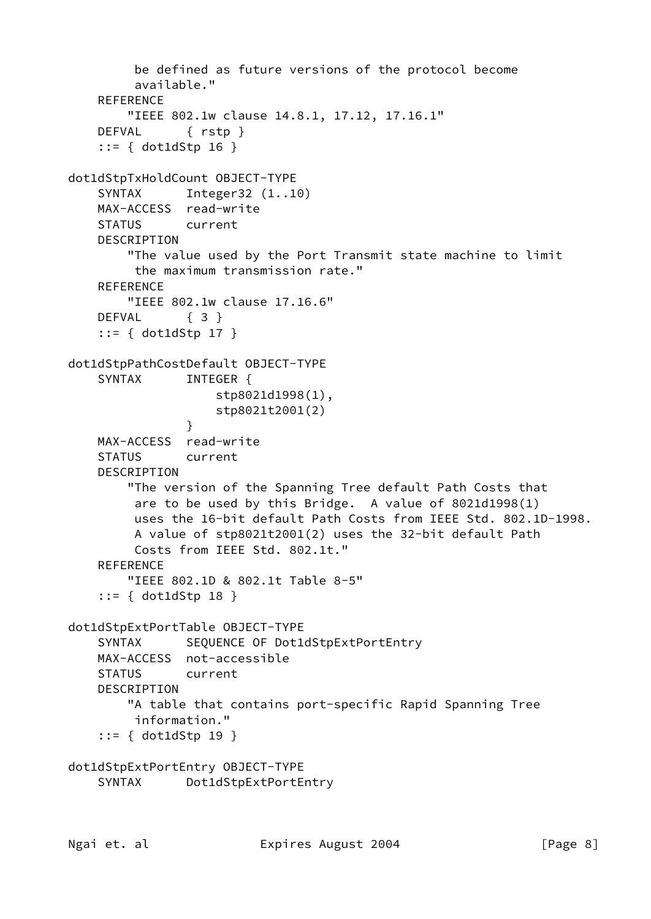```
         be defined as future versions of the protocol become
         available."
    REFERENCE
        "IEEE 802.1w clause 14.8.1, 17.12, 17.16.1"
    DEFVAL      { rstp }
    ::= { dot1dStp 16 }

dot1dStpTxHoldCount OBJECT-TYPE
    SYNTAX      Integer32 (1..10)
    MAX-ACCESS  read-write
    STATUS      current
    DESCRIPTION
        "The value used by the Port Transmit state machine to limit
         the maximum transmission rate."
    REFERENCE
        "IEEE 802.1w clause 17.16.6"
    DEFVAL      { 3 }
    ::= { dot1dStp 17 }

dot1dStpPathCostDefault OBJECT-TYPE
    SYNTAX      INTEGER {
                    stp8021d1998(1),
                    stp8021t2001(2)
                }
    MAX-ACCESS  read-write
    STATUS      current
    DESCRIPTION
        "The version of the Spanning Tree default Path Costs that
         are to be used by this Bridge.  A value of 8021d1998(1)
         uses the 16-bit default Path Costs from IEEE Std. 802.1D-1998.
         A value of stp8021t2001(2) uses the 32-bit default Path
         Costs from IEEE Std. 802.1t."
    REFERENCE
        "IEEE 802.1D & 802.1t Table 8-5"
    ::= { dot1dStp 18 }

dot1dStpExtPortTable OBJECT-TYPE
    SYNTAX      SEQUENCE OF Dot1dStpExtPortEntry
    MAX-ACCESS  not-accessible
    STATUS      current
    DESCRIPTION
        "A table that contains port-specific Rapid Spanning Tree
         information."
    ::= { dot1dStp 19 }

dot1dStpExtPortEntry OBJECT-TYPE
    SYNTAX      Dot1dStpExtPortEntry
```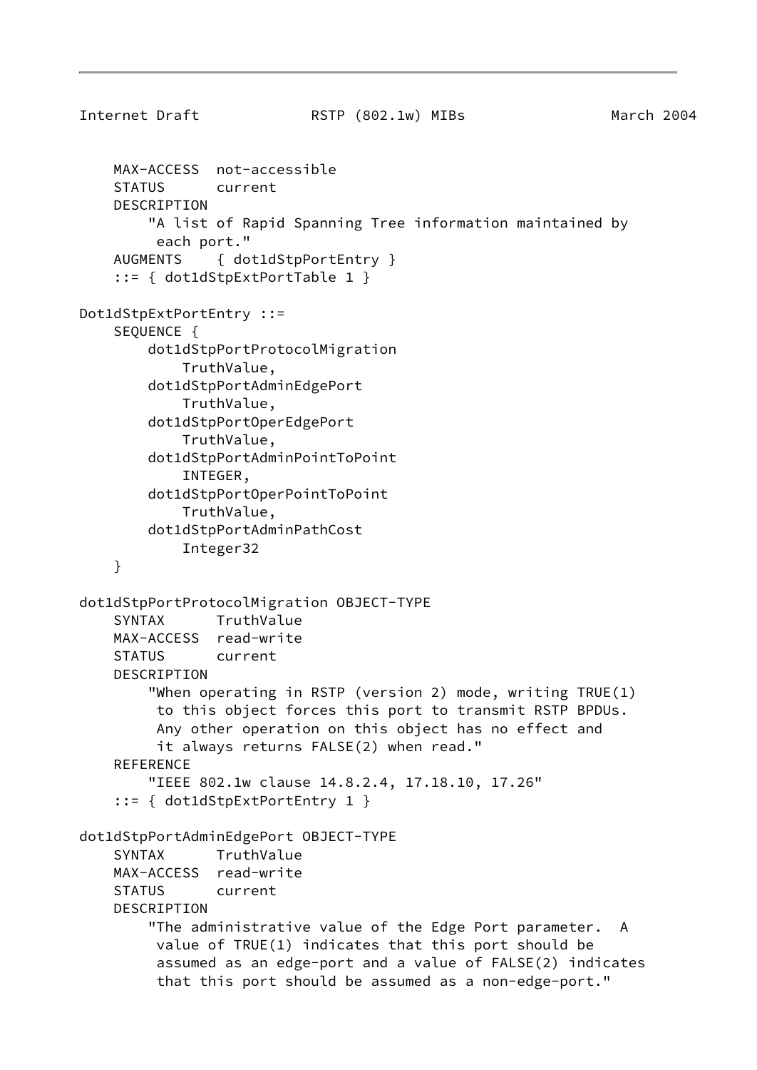```
    MAX-ACCESS  not-accessible
    STATUS      current
    DESCRIPTION
        "A list of Rapid Spanning Tree information maintained by
         each port."
    AUGMENTS    { dot1dStpPortEntry }
    ::= { dot1dStpExtPortTable 1 }

Dot1dStpExtPortEntry ::=
    SEQUENCE {
        dot1dStpPortProtocolMigration
            TruthValue,
        dot1dStpPortAdminEdgePort
            TruthValue,
        dot1dStpPortOperEdgePort
            TruthValue,
        dot1dStpPortAdminPointToPoint
            INTEGER,
        dot1dStpPortOperPointToPoint
            TruthValue,
        dot1dStpPortAdminPathCost
            Integer32
    }

dot1dStpPortProtocolMigration OBJECT-TYPE
    SYNTAX      TruthValue
    MAX-ACCESS  read-write
    STATUS      current
    DESCRIPTION
        "When operating in RSTP (version 2) mode, writing TRUE(1)
         to this object forces this port to transmit RSTP BPDUs.
         Any other operation on this object has no effect and
         it always returns FALSE(2) when read."
    REFERENCE
        "IEEE 802.1w clause 14.8.2.4, 17.18.10, 17.26"
    ::= { dot1dStpExtPortEntry 1 }

dot1dStpPortAdminEdgePort OBJECT-TYPE
    SYNTAX      TruthValue
    MAX-ACCESS  read-write
    STATUS      current
    DESCRIPTION
        "The administrative value of the Edge Port parameter.  A
         value of TRUE(1) indicates that this port should be
         assumed as an edge-port and a value of FALSE(2) indicates
         that this port should be assumed as a non-edge-port."
```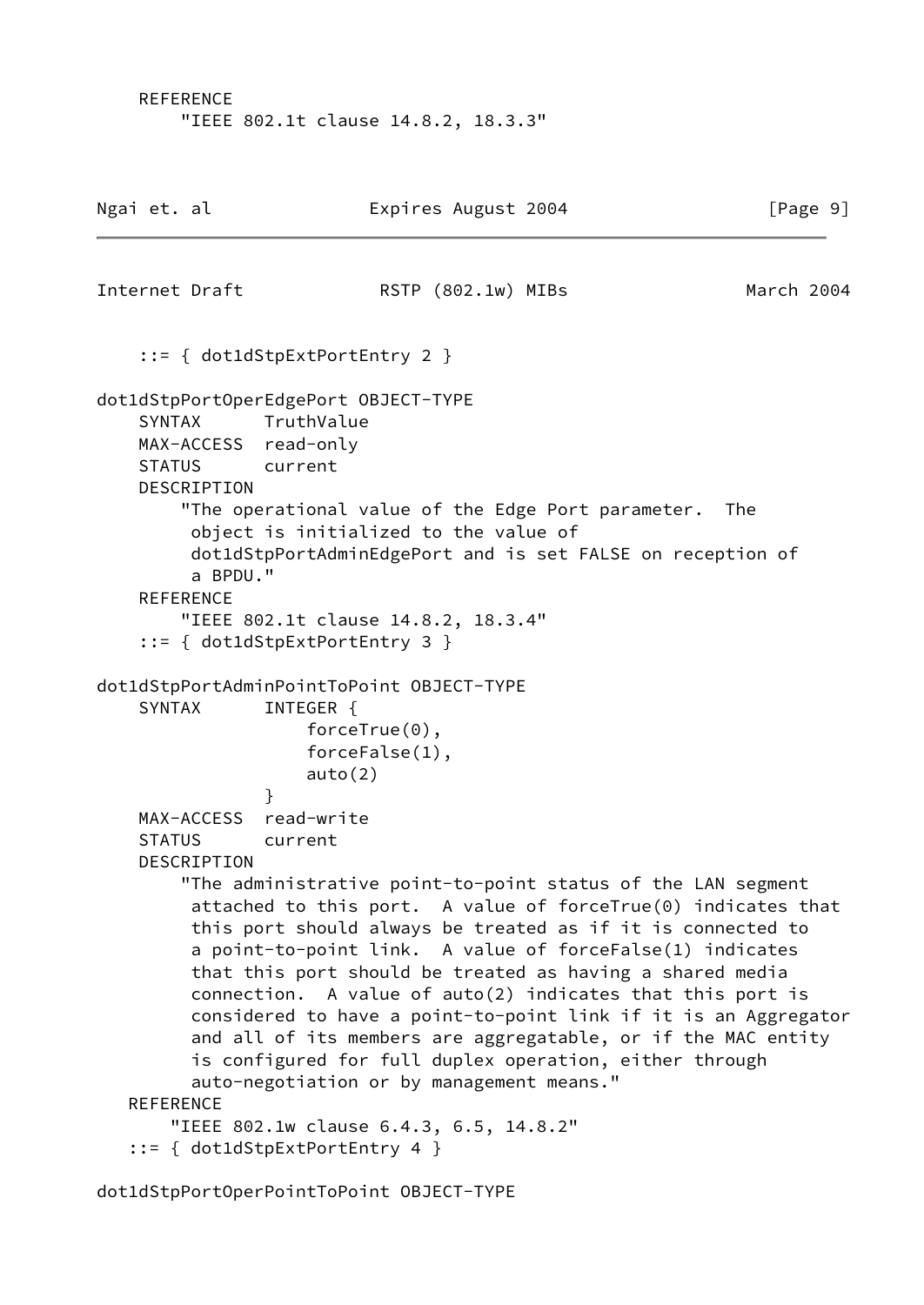```
    REFERENCE
        "IEEE 802.1t clause 14.8.2, 18.3.3"
```

```
    ::= { dot1dStpExtPortEntry 2 }

dot1dStpPortOperEdgePort OBJECT-TYPE
    SYNTAX      TruthValue
    MAX-ACCESS  read-only
    STATUS      current
    DESCRIPTION
        "The operational value of the Edge Port parameter.  The
         object is initialized to the value of
         dot1dStpPortAdminEdgePort and is set FALSE on reception of
         a BPDU."
    REFERENCE
        "IEEE 802.1t clause 14.8.2, 18.3.4"
    ::= { dot1dStpExtPortEntry 3 }

dot1dStpPortAdminPointToPoint OBJECT-TYPE
    SYNTAX      INTEGER {
                    forceTrue(0),
                    forceFalse(1),
                    auto(2)
                }
    MAX-ACCESS  read-write
    STATUS      current
    DESCRIPTION
        "The administrative point-to-point status of the LAN segment
         attached to this port.  A value of forceTrue(0) indicates that
         this port should always be treated as if it is connected to
         a point-to-point link.  A value of forceFalse(1) indicates
         that this port should be treated as having a shared media
         connection.  A value of auto(2) indicates that this port is
         considered to have a point-to-point link if it is an Aggregator
         and all of its members are aggregatable, or if the MAC entity
         is configured for full duplex operation, either through
         auto-negotiation or by management means."
   REFERENCE
       "IEEE 802.1w clause 6.4.3, 6.5, 14.8.2"
   ::= { dot1dStpExtPortEntry 4 }

dot1dStpPortOperPointToPoint OBJECT-TYPE
```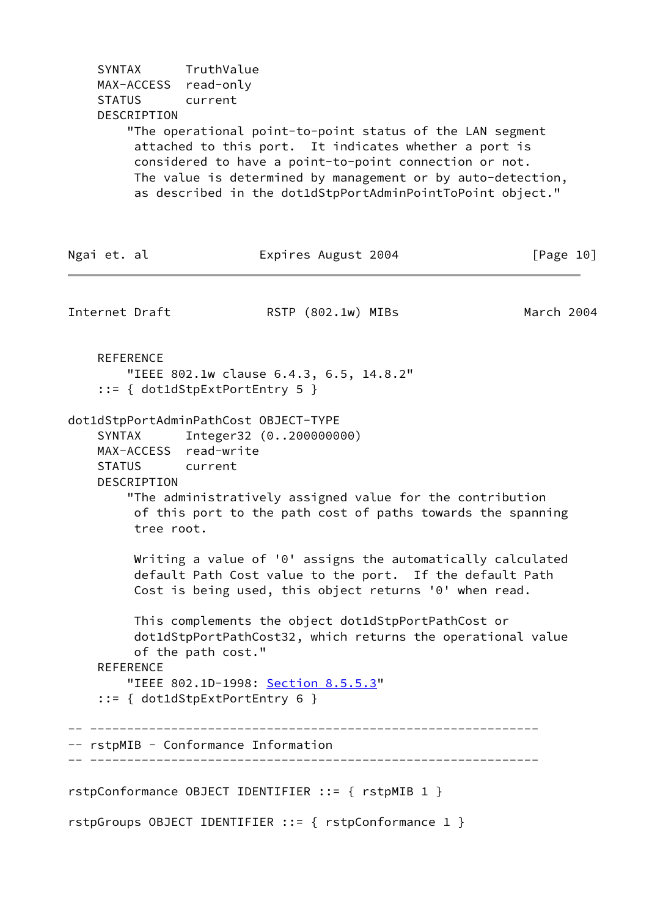```
    SYNTAX      TruthValue
    MAX-ACCESS  read-only
    STATUS      current
    DESCRIPTION
        "The operational point-to-point status of the LAN segment
         attached to this port.  It indicates whether a port is
         considered to have a point-to-point connection or not.
         The value is determined by management or by auto-detection,
         as described in the dot1dStpPortAdminPointToPoint object."
```

```
    REFERENCE
        "IEEE 802.1w clause 6.4.3, 6.5, 14.8.2"
    ::= { dot1dStpExtPortEntry 5 }

dot1dStpPortAdminPathCost OBJECT-TYPE
    SYNTAX      Integer32 (0..200000000)
    MAX-ACCESS  read-write
    STATUS      current
    DESCRIPTION
        "The administratively assigned value for the contribution
         of this port to the path cost of paths towards the spanning
         tree root.

         Writing a value of '0' assigns the automatically calculated
         default Path Cost value to the port.  If the default Path
         Cost is being used, this object returns '0' when read.

         This complements the object dot1dStpPortPathCost or
         dot1dStpPortPathCost32, which returns the operational value
         of the path cost."
    REFERENCE
        "IEEE 802.1D-1998: Section 8.5.5.3"
    ::= { dot1dStpExtPortEntry 6 }

-- -------------------------------------------------------------
-- rstpMIB - Conformance Information
-- -------------------------------------------------------------

rstpConformance OBJECT IDENTIFIER ::= { rstpMIB 1 }

rstpGroups OBJECT IDENTIFIER ::= { rstpConformance 1 }
```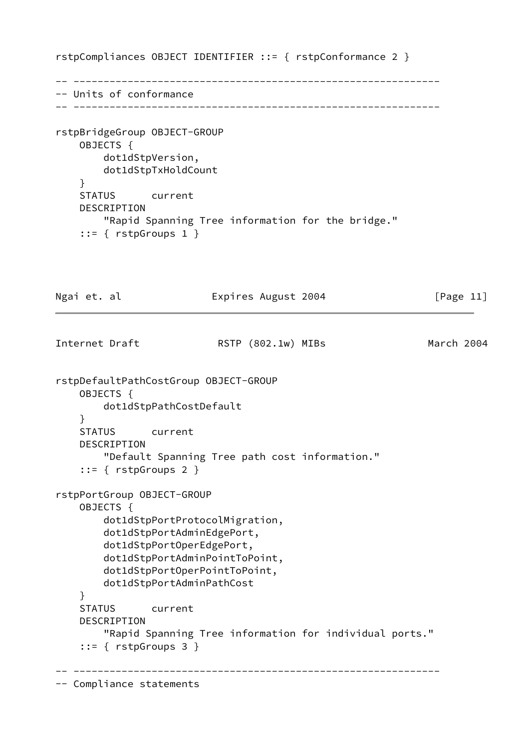```
rstpCompliances OBJECT IDENTIFIER ::= { rstpConformance 2 }

-- -------------------------------------------------------------
-- Units of conformance
-- -------------------------------------------------------------

rstpBridgeGroup OBJECT-GROUP
    OBJECTS {
        dot1dStpVersion,
        dot1dStpTxHoldCount
    }
    STATUS      current
    DESCRIPTION
        "Rapid Spanning Tree information for the bridge."
    ::= { rstpGroups 1 }

rstpDefaultPathCostGroup OBJECT-GROUP
    OBJECTS {
        dot1dStpPathCostDefault
    }
    STATUS      current
    DESCRIPTION
        "Default Spanning Tree path cost information."
    ::= { rstpGroups 2 }

rstpPortGroup OBJECT-GROUP
    OBJECTS {
        dot1dStpPortProtocolMigration,
        dot1dStpPortAdminEdgePort,
        dot1dStpPortOperEdgePort,
        dot1dStpPortAdminPointToPoint,
        dot1dStpPortOperPointToPoint,
        dot1dStpPortAdminPathCost
    }
    STATUS      current
    DESCRIPTION
        "Rapid Spanning Tree information for individual ports."
    ::= { rstpGroups 3 }

-- -------------------------------------------------------------
-- Compliance statements
```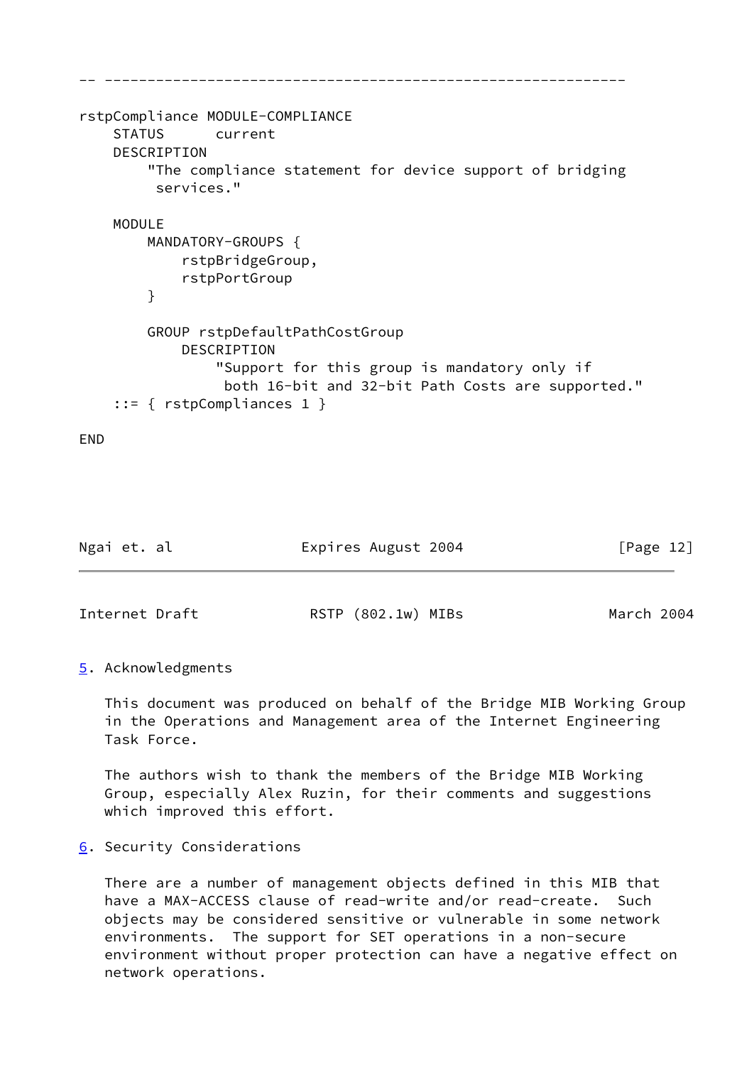```
-- -------------------------------------------------------------

rstpCompliance MODULE-COMPLIANCE
    STATUS      current
    DESCRIPTION
        "The compliance statement for device support of bridging
         services."

    MODULE
        MANDATORY-GROUPS {
            rstpBridgeGroup,
            rstpPortGroup
        }

        GROUP rstpDefaultPathCostGroup
            DESCRIPTION
                "Support for this group is mandatory only if
                 both 16-bit and 32-bit Path Costs are supported."
    ::= { rstpCompliances 1 }

END
```

## 5. Acknowledgments

This document was produced on behalf of the Bridge MIB Working Group in the Operations and Management area of the Internet Engineering Task Force.

The authors wish to thank the members of the Bridge MIB Working Group, especially Alex Ruzin, for their comments and suggestions which improved this effort.

## 6. Security Considerations

There are a number of management objects defined in this MIB that have a MAX-ACCESS clause of read-write and/or read-create. Such objects may be considered sensitive or vulnerable in some network environments. The support for SET operations in a non-secure environment without proper protection can have a negative effect on network operations.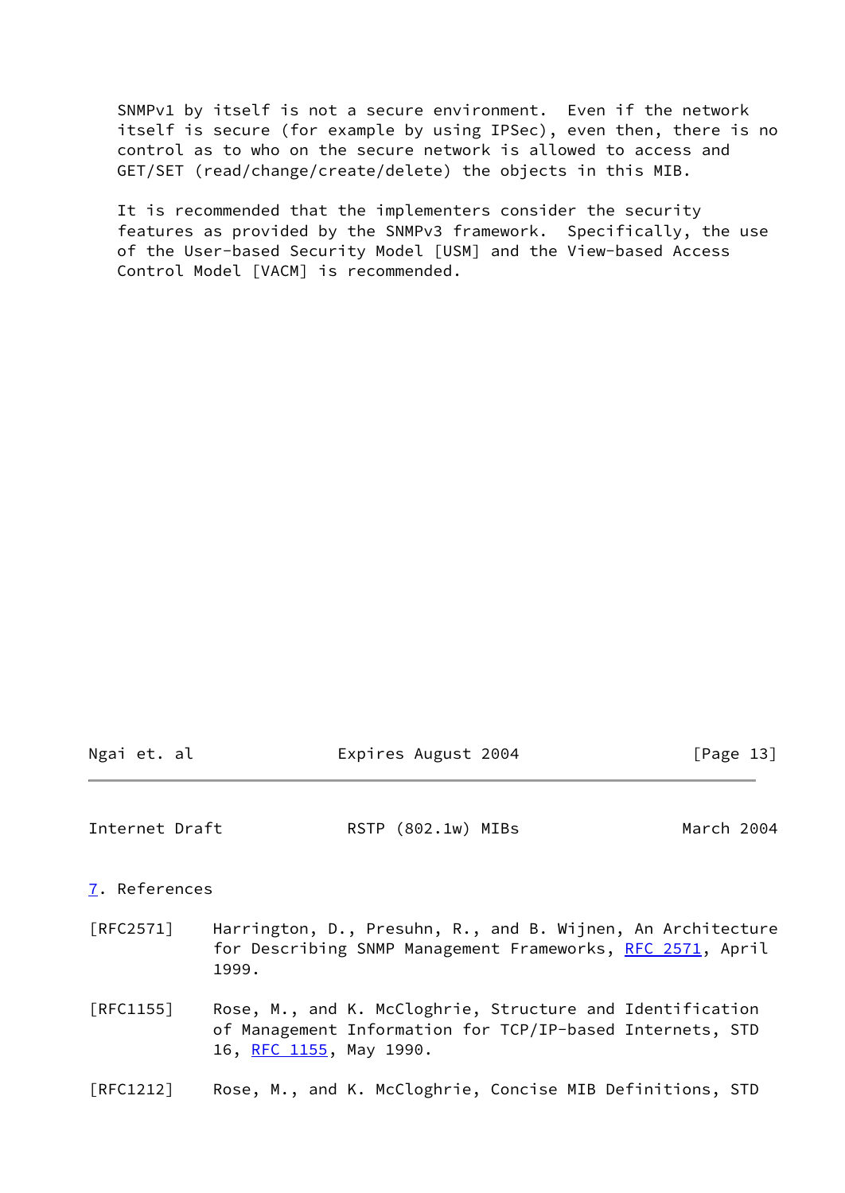SNMPv1 by itself is not a secure environment. Even if the network itself is secure (for example by using IPSec), even then, there is no control as to who on the secure network is allowed to access and GET/SET (read/change/create/delete) the objects in this MIB.

It is recommended that the implementers consider the security features as provided by the SNMPv3 framework. Specifically, the use of the User-based Security Model [USM] and the View-based Access Control Model [VACM] is recommended.

## 7. References

[RFC2571] Harrington, D., Presuhn, R., and B. Wijnen, An Architecture for Describing SNMP Management Frameworks, RFC 2571, April 1999.

[RFC1155] Rose, M., and K. McCloghrie, Structure and Identification of Management Information for TCP/IP-based Internets, STD 16, RFC 1155, May 1990.

[RFC1212] Rose, M., and K. McCloghrie, Concise MIB Definitions, STD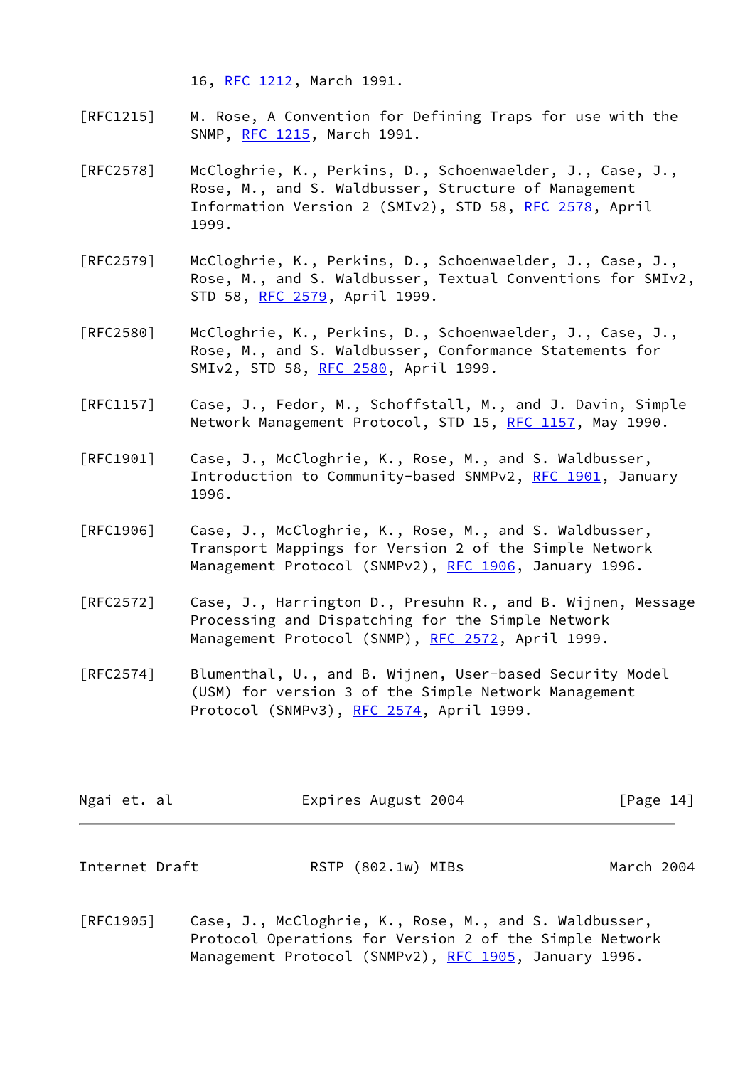16, RFC 1212, March 1991.

[RFC1215] M. Rose, A Convention for Defining Traps for use with the SNMP, RFC 1215, March 1991.

[RFC2578] McCloghrie, K., Perkins, D., Schoenwaelder, J., Case, J., Rose, M., and S. Waldbusser, Structure of Management Information Version 2 (SMIv2), STD 58, RFC 2578, April 1999.

[RFC2579] McCloghrie, K., Perkins, D., Schoenwaelder, J., Case, J., Rose, M., and S. Waldbusser, Textual Conventions for SMIv2, STD 58, RFC 2579, April 1999.

[RFC2580] McCloghrie, K., Perkins, D., Schoenwaelder, J., Case, J., Rose, M., and S. Waldbusser, Conformance Statements for SMIv2, STD 58, RFC 2580, April 1999.

[RFC1157] Case, J., Fedor, M., Schoffstall, M., and J. Davin, Simple Network Management Protocol, STD 15, RFC 1157, May 1990.

[RFC1901] Case, J., McCloghrie, K., Rose, M., and S. Waldbusser, Introduction to Community-based SNMPv2, RFC 1901, January 1996.

[RFC1906] Case, J., McCloghrie, K., Rose, M., and S. Waldbusser, Transport Mappings for Version 2 of the Simple Network Management Protocol (SNMPv2), RFC 1906, January 1996.

[RFC2572] Case, J., Harrington D., Presuhn R., and B. Wijnen, Message Processing and Dispatching for the Simple Network Management Protocol (SNMP), RFC 2572, April 1999.

[RFC2574] Blumenthal, U., and B. Wijnen, User-based Security Model (USM) for version 3 of the Simple Network Management Protocol (SNMPv3), RFC 2574, April 1999.

[RFC1905] Case, J., McCloghrie, K., Rose, M., and S. Waldbusser, Protocol Operations for Version 2 of the Simple Network Management Protocol (SNMPv2), RFC 1905, January 1996.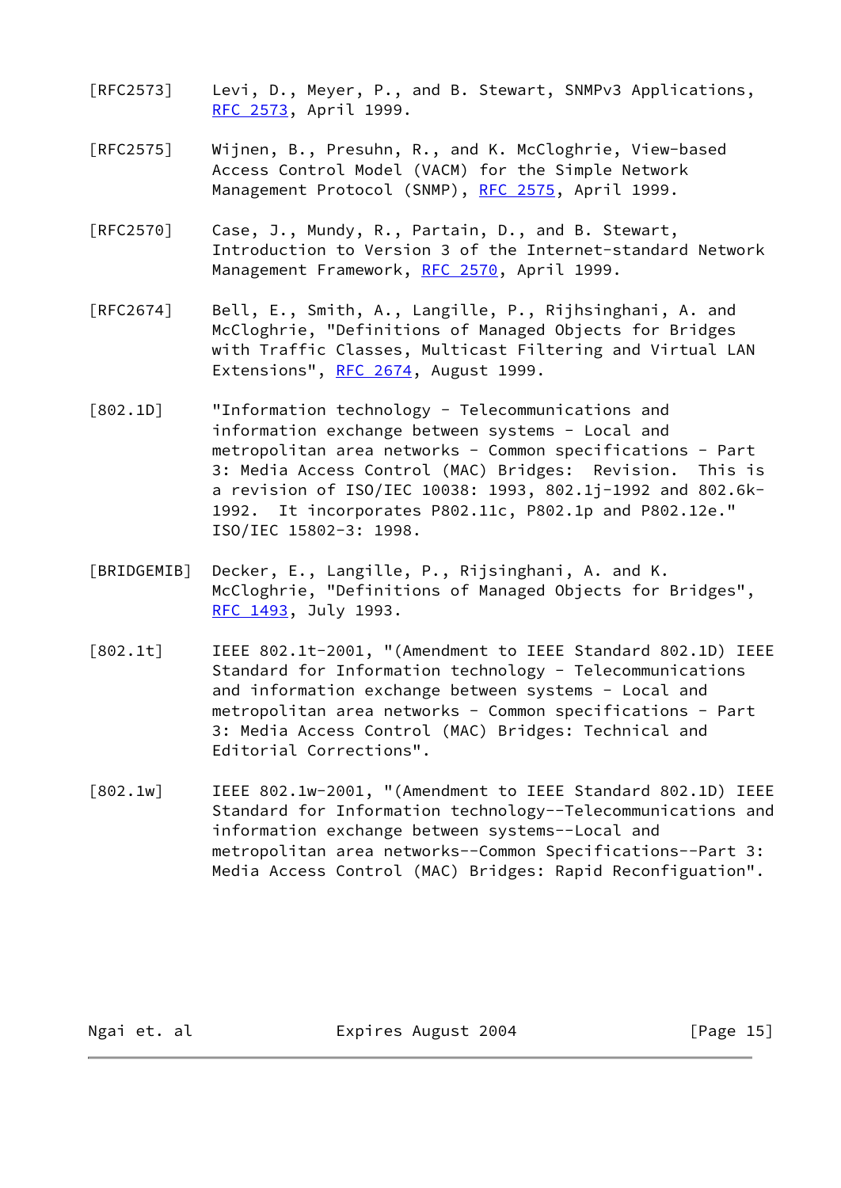[RFC2573] Levi, D., Meyer, P., and B. Stewart, SNMPv3 Applications, RFC 2573, April 1999.

[RFC2575] Wijnen, B., Presuhn, R., and K. McCloghrie, View-based Access Control Model (VACM) for the Simple Network Management Protocol (SNMP), RFC 2575, April 1999.

[RFC2570] Case, J., Mundy, R., Partain, D., and B. Stewart, Introduction to Version 3 of the Internet-standard Network Management Framework, RFC 2570, April 1999.

[RFC2674] Bell, E., Smith, A., Langille, P., Rijhsinghani, A. and McCloghrie, "Definitions of Managed Objects for Bridges with Traffic Classes, Multicast Filtering and Virtual LAN Extensions", RFC 2674, August 1999.

[802.1D] "Information technology - Telecommunications and information exchange between systems - Local and metropolitan area networks - Common specifications - Part 3: Media Access Control (MAC) Bridges: Revision. This is a revision of ISO/IEC 10038: 1993, 802.1j-1992 and 802.6k-1992. It incorporates P802.11c, P802.1p and P802.12e." ISO/IEC 15802-3: 1998.

[BRIDGEMIB] Decker, E., Langille, P., Rijsinghani, A. and K. McCloghrie, "Definitions of Managed Objects for Bridges", RFC 1493, July 1993.

[802.1t] IEEE 802.1t-2001, "(Amendment to IEEE Standard 802.1D) IEEE Standard for Information technology - Telecommunications and information exchange between systems - Local and metropolitan area networks - Common specifications - Part 3: Media Access Control (MAC) Bridges: Technical and Editorial Corrections".

[802.1w] IEEE 802.1w-2001, "(Amendment to IEEE Standard 802.1D) IEEE Standard for Information technology--Telecommunications and information exchange between systems--Local and metropolitan area networks--Common Specifications--Part 3: Media Access Control (MAC) Bridges: Rapid Reconfiguation".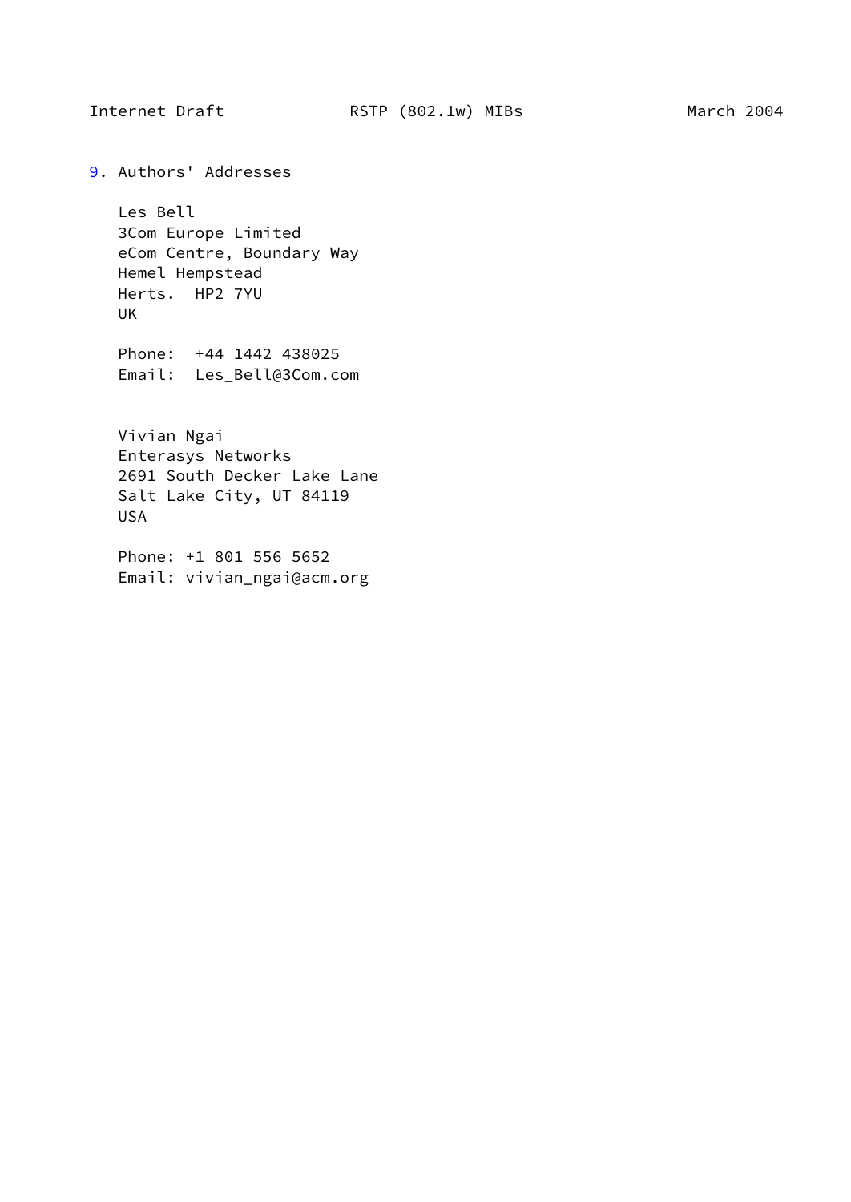## 9. Authors' Addresses

Les Bell
3Com Europe Limited
eCom Centre, Boundary Way
Hemel Hempstead
Herts.  HP2 7YU
UK

Phone:  +44 1442 438025
Email:  Les_Bell@3Com.com

Vivian Ngai
Enterasys Networks
2691 South Decker Lake Lane
Salt Lake City, UT 84119
USA

Phone: +1 801 556 5652
Email: vivian_ngai@acm.org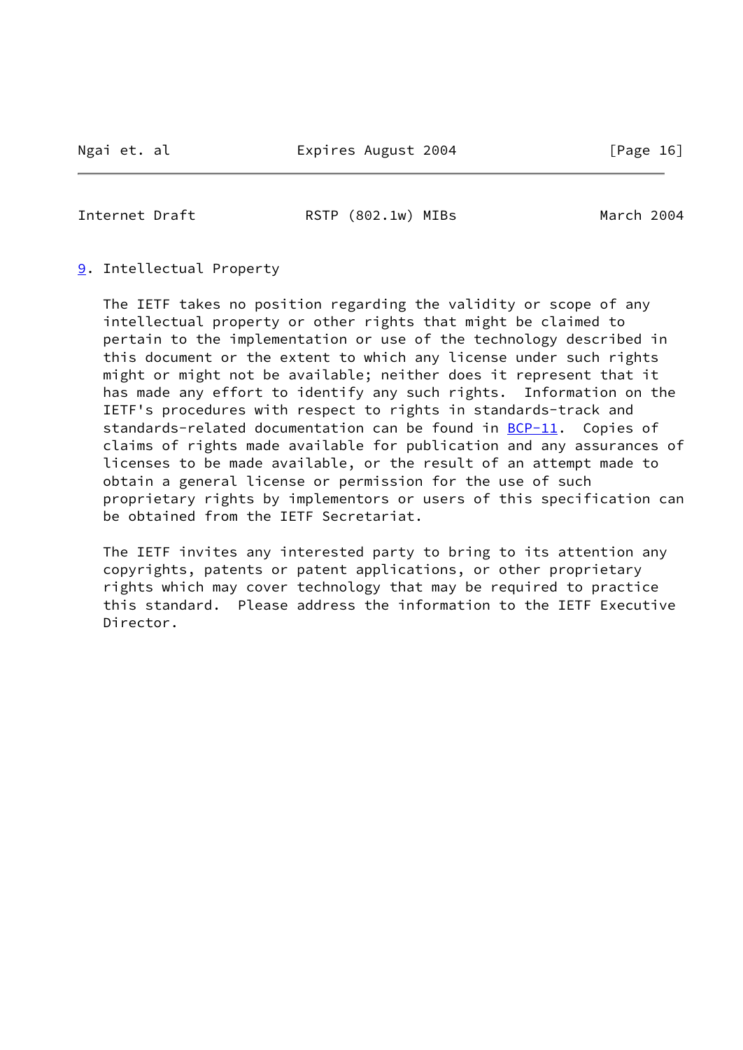## 9. Intellectual Property

The IETF takes no position regarding the validity or scope of any intellectual property or other rights that might be claimed to pertain to the implementation or use of the technology described in this document or the extent to which any license under such rights might or might not be available; neither does it represent that it has made any effort to identify any such rights. Information on the IETF's procedures with respect to rights in standards-track and standards-related documentation can be found in BCP-11. Copies of claims of rights made available for publication and any assurances of licenses to be made available, or the result of an attempt made to obtain a general license or permission for the use of such proprietary rights by implementors or users of this specification can be obtained from the IETF Secretariat.

The IETF invites any interested party to bring to its attention any copyrights, patents or patent applications, or other proprietary rights which may cover technology that may be required to practice this standard. Please address the information to the IETF Executive Director.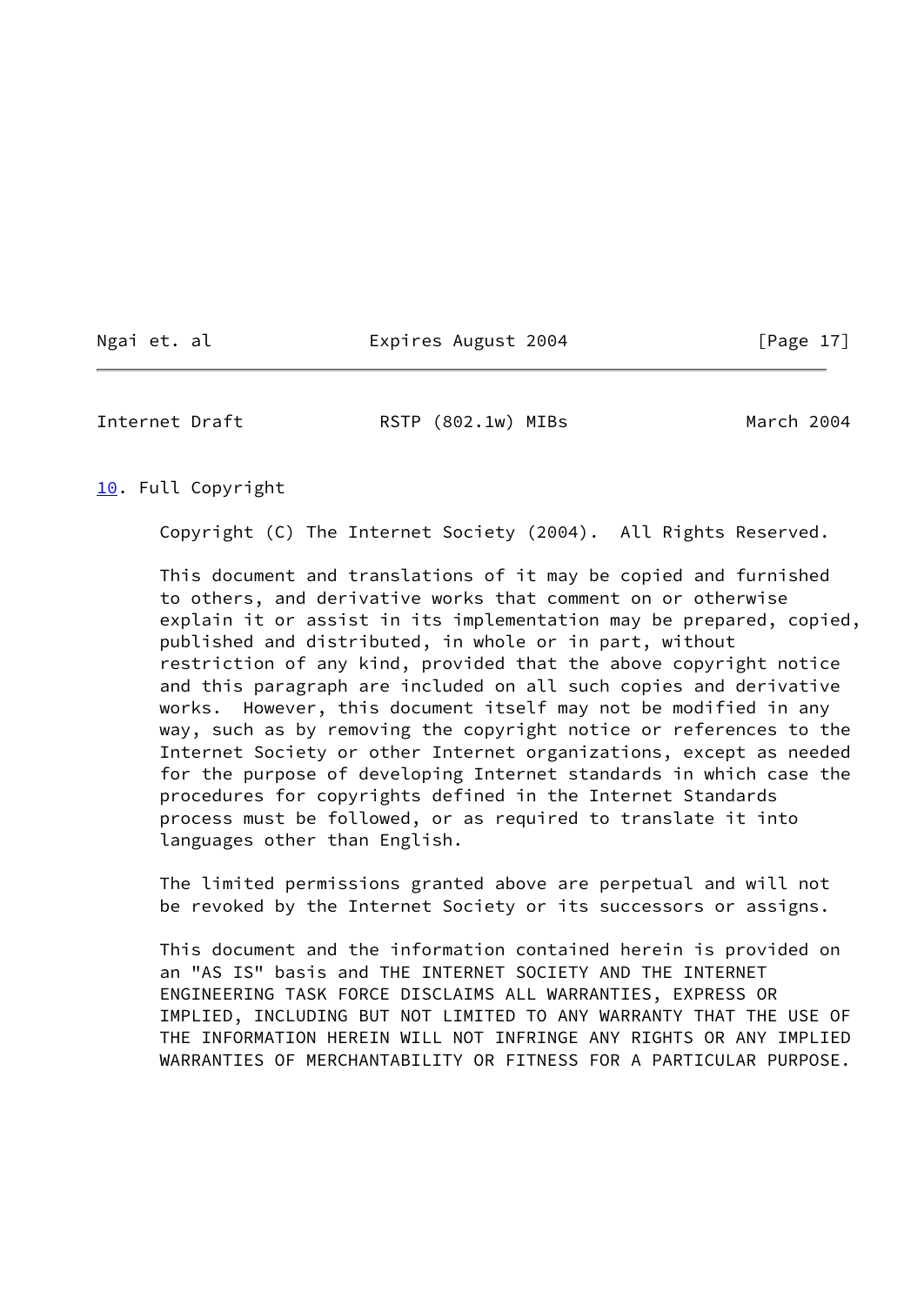## 10. Full Copyright

Copyright (C) The Internet Society (2004). All Rights Reserved.

This document and translations of it may be copied and furnished to others, and derivative works that comment on or otherwise explain it or assist in its implementation may be prepared, copied, published and distributed, in whole or in part, without restriction of any kind, provided that the above copyright notice and this paragraph are included on all such copies and derivative works. However, this document itself may not be modified in any way, such as by removing the copyright notice or references to the Internet Society or other Internet organizations, except as needed for the purpose of developing Internet standards in which case the procedures for copyrights defined in the Internet Standards process must be followed, or as required to translate it into languages other than English.

The limited permissions granted above are perpetual and will not be revoked by the Internet Society or its successors or assigns.

This document and the information contained herein is provided on an "AS IS" basis and THE INTERNET SOCIETY AND THE INTERNET ENGINEERING TASK FORCE DISCLAIMS ALL WARRANTIES, EXPRESS OR IMPLIED, INCLUDING BUT NOT LIMITED TO ANY WARRANTY THAT THE USE OF THE INFORMATION HEREIN WILL NOT INFRINGE ANY RIGHTS OR ANY IMPLIED WARRANTIES OF MERCHANTABILITY OR FITNESS FOR A PARTICULAR PURPOSE.